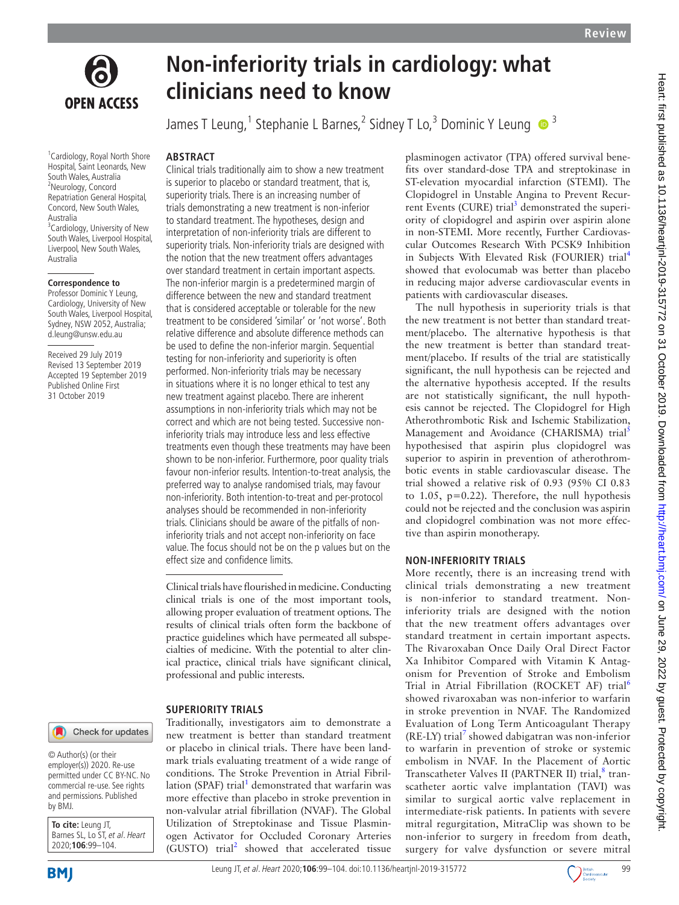# Non-inferiority trials in cardiology: what clinicians need to know

James T Leung,[1] Stephanie L Barnes,[2] Sidney T Lo,[3] Dominic Y Leung[3]

[1]Cardiology, Royal North Shore Hospital, Saint Leonards, New South Wales, Australia
[2]Neurology, Concord Repatriation General Hospital, Concord, New South Wales, Australia
[3]Cardiology, University of New South Wales, Liverpool Hospital, Liverpool, New South Wales, Australia

**Correspondence to**
Professor Dominic Y Leung, Cardiology, University of New South Wales, Liverpool Hospital, Sydney, NSW 2052, Australia; d.leung@unsw.edu.au

Received 29 July 2019
Revised 13 September 2019
Accepted 19 September 2019
Published Online First 31 October 2019

© Author(s) (or their employer(s)) 2020. Re-use permitted under CC BY-NC. No commercial re-use. See rights and permissions. Published by BMJ.

**To cite:** Leung JT, Barnes SL, Lo ST, *et al*. *Heart* 2020;**106**:99–104.

## ABSTRACT

Clinical trials traditionally aim to show a new treatment is superior to placebo or standard treatment, that is, superiority trials. There is an increasing number of trials demonstrating a new treatment is non-inferior to standard treatment. The hypotheses, design and interpretation of non-inferiority trials are different to superiority trials. Non-inferiority trials are designed with the notion that the new treatment offers advantages over standard treatment in certain important aspects. The non-inferior margin is a predetermined margin of difference between the new and standard treatment that is considered acceptable or tolerable for the new treatment to be considered 'similar' or 'not worse'. Both relative difference and absolute difference methods can be used to define the non-inferior margin. Sequential testing for non-inferiority and superiority is often performed. Non-inferiority trials may be necessary in situations where it is no longer ethical to test any new treatment against placebo. There are inherent assumptions in non-inferiority trials which may not be correct and which are not being tested. Successive non-inferiority trials may introduce less and less effective treatments even though these treatments may have been shown to be non-inferior. Furthermore, poor quality trials favour non-inferior results. Intention-to-treat analysis, the preferred way to analyse randomised trials, may favour non-inferiority. Both intention-to-treat and per-protocol analyses should be recommended in non-inferiority trials. Clinicians should be aware of the pitfalls of non-inferiority trials and not accept non-inferiority on face value. The focus should not be on the p values but on the effect size and confidence limits.

Clinical trials have flourished in medicine. Conducting clinical trials is one of the most important tools, allowing proper evaluation of treatment options. The results of clinical trials often form the backbone of practice guidelines which have permeated all subspecialties of medicine. With the potential to alter clinical practice, clinical trials have significant clinical, professional and public interests.

## SUPERIORITY TRIALS

Traditionally, investigators aim to demonstrate a new treatment is better than standard treatment or placebo in clinical trials. There have been landmark trials evaluating treatment of a wide range of conditions. The Stroke Prevention in Atrial Fibrillation (SPAF) trial[1] demonstrated that warfarin was more effective than placebo in stroke prevention in non-valvular atrial fibrillation (NVAF). The Global Utilization of Streptokinase and Tissue Plasminogen Activator for Occluded Coronary Arteries (GUSTO) trial[2] showed that accelerated tissue plasminogen activator (TPA) offered survival benefits over standard-dose TPA and streptokinase in ST-elevation myocardial infarction (STEMI). The Clopidogrel in Unstable Angina to Prevent Recurrent Events (CURE) trial[3] demonstrated the superiority of clopidogrel and aspirin over aspirin alone in non-STEMI. More recently, Further Cardiovascular Outcomes Research With PCSK9 Inhibition in Subjects With Elevated Risk (FOURIER) trial[4] showed that evolocumab was better than placebo in reducing major adverse cardiovascular events in patients with cardiovascular diseases.

The null hypothesis in superiority trials is that the new treatment is not better than standard treatment/placebo. The alternative hypothesis is that the new treatment is better than standard treatment/placebo. If results of the trial are statistically significant, the null hypothesis can be rejected and the alternative hypothesis accepted. If the results are not statistically significant, the null hypothesis cannot be rejected. The Clopidogrel for High Atherothrombotic Risk and Ischemic Stabilization, Management and Avoidance (CHARISMA) trial[5] hypothesised that aspirin plus clopidogrel was superior to aspirin in prevention of atherothrombotic events in stable cardiovascular disease. The trial showed a relative risk of 0.93 (95% CI 0.83 to 1.05, p=0.22). Therefore, the null hypothesis could not be rejected and the conclusion was aspirin and clopidogrel combination was not more effective than aspirin monotherapy.

## NON-INFERIORITY TRIALS

More recently, there is an increasing trend with clinical trials demonstrating a new treatment is non-inferior to standard treatment. Non-inferiority trials are designed with the notion that the new treatment offers advantages over standard treatment in certain important aspects. The Rivaroxaban Once Daily Oral Direct Factor Xa Inhibitor Compared with Vitamin K Antagonism for Prevention of Stroke and Embolism Trial in Atrial Fibrillation (ROCKET AF) trial[6] showed rivaroxaban was non-inferior to warfarin in stroke prevention in NVAF. The Randomized Evaluation of Long Term Anticoagulant Therapy (RE-LY) trial[7] showed dabigatran was non-inferior to warfarin in prevention of stroke or systemic embolism in NVAF. In the Placement of Aortic Transcatheter Valves II (PARTNER II) trial,[8] transcatheter aortic valve implantation (TAVI) was similar to surgical aortic valve replacement in intermediate-risk patients. In patients with severe mitral regurgitation, MitraClip was shown to be non-inferior to surgery in freedom from death, surgery for valve dysfunction or severe mitral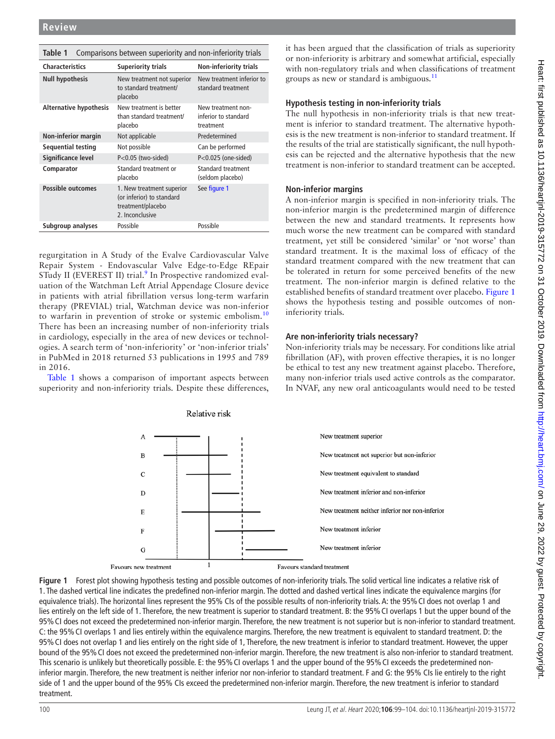**Table 1** Comparisons between superiority and non-inferiority trials

| Characteristics | Superiority trials | Non-inferiority trials |
|---|---|---|
| **Null hypothesis** | New treatment not superior to standard treatment/placebo | New treatment inferior to standard treatment |
| **Alternative hypothesis** | New treatment is better than standard treatment/placebo | New treatment non-inferior to standard treatment |
| **Non-inferior margin** | Not applicable | Predetermined |
| **Sequential testing** | Not possible | Can be performed |
| **Significance level** | P<0.05 (two-sided) | P<0.025 (one-sided) |
| **Comparator** | Standard treatment or placebo | Standard treatment (seldom placebo) |
| **Possible outcomes** | 1. New treatment superior (or inferior) to standard treatment/placebo 2. Inconclusive | See figure 1 |
| **Subgroup analyses** | Possible | Possible |

regurgitation in A Study of the Evalve Cardiovascular Valve Repair System - Endovascular Valve Edge-to-Edge REpair STudy II (EVEREST II) trial.[9] In Prospective randomized evaluation of the Watchman Left Atrial Appendage Closure device in patients with atrial fibrillation versus long-term warfarin therapy (PREVIAL) trial, Watchman device was non-inferior to warfarin in prevention of stroke or systemic embolism.[10] There has been an increasing number of non-inferiority trials in cardiology, especially in the area of new devices or technologies. A search term of 'non-inferiority' or 'non-inferior trials' in PubMed in 2018 returned 53 publications in 1995 and 789 in 2016.

Table 1 shows a comparison of important aspects between superiority and non-inferiority trials. Despite these differences, it has been argued that the classification of trials as superiority or non-inferiority is arbitrary and somewhat artificial, especially with non-regulatory trials and when classifications of treatment groups as new or standard is ambiguous.[11]

### Hypothesis testing in non-inferiority trials

The null hypothesis in non-inferiority trials is that new treatment is inferior to standard treatment. The alternative hypothesis is the new treatment is non-inferior to standard treatment. If the results of the trial are statistically significant, the null hypothesis can be rejected and the alternative hypothesis that the new treatment is non-inferior to standard treatment can be accepted.

### Non-inferior margins

A non-inferior margin is specified in non-inferiority trials. The non-inferior margin is the predetermined margin of difference between the new and standard treatments. It represents how much worse the new treatment can be compared with standard treatment, yet still be considered 'similar' or 'not worse' than standard treatment. It is the maximal loss of efficacy of the standard treatment compared with the new treatment that can be tolerated in return for some perceived benefits of the new treatment. The non-inferior margin is defined relative to the established benefits of standard treatment over placebo. Figure 1 shows the hypothesis testing and possible outcomes of non-inferiority trials.

### Are non-inferiority trials necessary?

Non-inferiority trials may be necessary. For conditions like atrial fibrillation (AF), with proven effective therapies, it is no longer be ethical to test any new treatment against placebo. Therefore, many non-inferior trials used active controls as the comparator. In NVAF, any new oral anticoagulants would need to be tested

**Figure 1** Forest plot showing hypothesis testing and possible outcomes of non-inferiority trials. The solid vertical line indicates a relative risk of 1. The dashed vertical line indicates the predefined non-inferior margin. The dotted and dashed vertical lines indicate the equivalence margins (for equivalence trials). The horizontal lines represent the 95% CIs of the possible results of non-inferiority trials. A: the 95% CI does not overlap 1 and lies entirely on the left side of 1. Therefore, the new treatment is superior to standard treatment. B: the 95% CI overlaps 1 but the upper bound of the 95% CI does not exceed the predetermined non-inferior margin. Therefore, the new treatment is not superior but is non-inferior to standard treatment. C: the 95% CI overlaps 1 and lies entirely within the equivalence margins. Therefore, the new treatment is equivalent to standard treatment. D: the 95% CI does not overlap 1 and lies entirely on the right side of 1, Therefore, the new treatment is inferior to standard treatment. However, the upper bound of the 95% CI does not exceed the predetermined non-inferior margin. Therefore, the new treatment is also non-inferior to standard treatment. This scenario is unlikely but theoretically possible. E: the 95% CI overlaps 1 and the upper bound of the 95% CI exceeds the predetermined non-inferior margin. Therefore, the new treatment is neither inferior nor non-inferior to standard treatment. F and G: the 95% CIs lie entirely to the right side of 1 and the upper bound of the 95% CIs exceed the predetermined non-inferior margin. Therefore, the new treatment is inferior to standard treatment.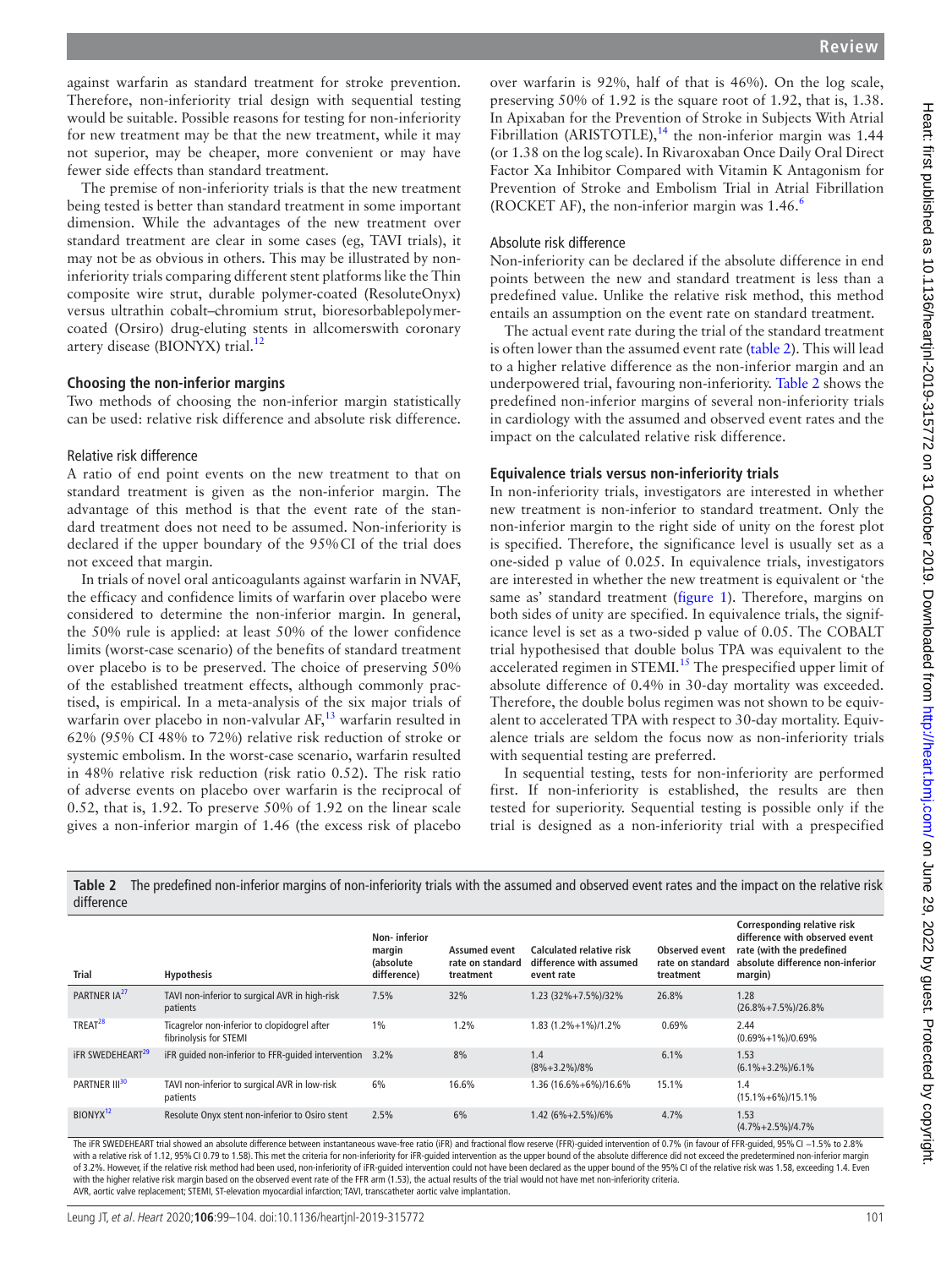against warfarin as standard treatment for stroke prevention. Therefore, non-inferiority trial design with sequential testing would be suitable. Possible reasons for testing for non-inferiority for new treatment may be that the new treatment, while it may not superior, may be cheaper, more convenient or may have fewer side effects than standard treatment.

The premise of non-inferiority trials is that the new treatment being tested is better than standard treatment in some important dimension. While the advantages of the new treatment over standard treatment are clear in some cases (eg, TAVI trials), it may not be as obvious in others. This may be illustrated by non-inferiority trials comparing different stent platforms like the Thin composite wire strut, durable polymer-coated (ResoluteOnyx) versus ultrathin cobalt–chromium strut, bioresorbablepolymer-coated (Orsiro) drug-eluting stents in allcomerswith coronary artery disease (BIONYX) trial.[12]

### Choosing the non-inferior margins

Two methods of choosing the non-inferior margin statistically can be used: relative risk difference and absolute risk difference.

#### Relative risk difference

A ratio of end point events on the new treatment to that on standard treatment is given as the non-inferior margin. The advantage of this method is that the event rate of the standard treatment does not need to be assumed. Non-inferiority is declared if the upper boundary of the 95% CI of the trial does not exceed that margin.

In trials of novel oral anticoagulants against warfarin in NVAF, the efficacy and confidence limits of warfarin over placebo were considered to determine the non-inferior margin. In general, the 50% rule is applied: at least 50% of the lower confidence limits (worst-case scenario) of the benefits of standard treatment over placebo is to be preserved. The choice of preserving 50% of the established treatment effects, although commonly practised, is empirical. In a meta-analysis of the six major trials of warfarin over placebo in non-valvular AF,[13] warfarin resulted in 62% (95% CI 48% to 72%) relative risk reduction of stroke or systemic embolism. In the worst-case scenario, warfarin resulted in 48% relative risk reduction (risk ratio 0.52). The risk ratio of adverse events on placebo over warfarin is the reciprocal of 0.52, that is, 1.92. To preserve 50% of 1.92 on the linear scale gives a non-inferior margin of 1.46 (the excess risk of placebo over warfarin is 92%, half of that is 46%). On the log scale, preserving 50% of 1.92 is the square root of 1.92, that is, 1.38. In Apixaban for the Prevention of Stroke in Subjects With Atrial Fibrillation (ARISTOTLE),[14] the non-inferior margin was 1.44 (or 1.38 on the log scale). In Rivaroxaban Once Daily Oral Direct Factor Xa Inhibitor Compared with Vitamin K Antagonism for Prevention of Stroke and Embolism Trial in Atrial Fibrillation (ROCKET AF), the non-inferior margin was 1.46.[6]

#### Absolute risk difference

Non-inferiority can be declared if the absolute difference in end points between the new and standard treatment is less than a predefined value. Unlike the relative risk method, this method entails an assumption on the event rate on standard treatment.

The actual event rate during the trial of the standard treatment is often lower than the assumed event rate (table 2). This will lead to a higher relative difference as the non-inferior margin and an underpowered trial, favouring non-inferiority. Table 2 shows the predefined non-inferior margins of several non-inferiority trials in cardiology with the assumed and observed event rates and the impact on the calculated relative risk difference.

### Equivalence trials versus non-inferiority trials

In non-inferiority trials, investigators are interested in whether new treatment is non-inferior to standard treatment. Only the non-inferior margin to the right side of unity on the forest plot is specified. Therefore, the significance level is usually set as a one-sided p value of 0.025. In equivalence trials, investigators are interested in whether the new treatment is equivalent or 'the same as' standard treatment (figure 1). Therefore, margins on both sides of unity are specified. In equivalence trials, the significance level is set as a two-sided p value of 0.05. The COBALT trial hypothesised that double bolus TPA was equivalent to the accelerated regimen in STEMI.[15] The prespecified upper limit of absolute difference of 0.4% in 30-day mortality was exceeded. Therefore, the double bolus regimen was not shown to be equivalent to accelerated TPA with respect to 30-day mortality. Equivalence trials are seldom the focus now as non-inferiority trials with sequential testing are preferred.

In sequential testing, tests for non-inferiority are performed first. If non-inferiority is established, the results are then tested for superiority. Sequential testing is possible only if the trial is designed as a non-inferiority trial with a prespecified

**Table 2** The predefined non-inferior margins of non-inferiority trials with the assumed and observed event rates and the impact on the relative risk difference

| Trial | Hypothesis | Non- inferior margin (absolute difference) | Assumed event rate on standard treatment | Calculated relative risk difference with assumed event rate | Observed event rate on standard treatment | Corresponding relative risk difference with observed event rate (with the predefined absolute difference non-inferior margin) |
|---|---|---|---|---|---|---|
| PARTNER IA[27] | TAVI non-inferior to surgical AVR in high-risk patients | 7.5% | 32% | 1.23 (32%+7.5%)/32% | 26.8% | 1.28 (26.8%+7.5%)/26.8% |
| TREAT[28] | Ticagrelor non-inferior to clopidogrel after fibrinolysis for STEMI | 1% | 1.2% | 1.83 (1.2%+1%)/1.2% | 0.69% | 2.44 (0.69%+1%)/0.69% |
| iFR SWEDEHEART[29] | iFR guided non-inferior to FFR-guided intervention | 3.2% | 8% | 1.4 (8%+3.2%)/8% | 6.1% | 1.53 (6.1%+3.2%)/6.1% |
| PARTNER III[30] | TAVI non-inferior to surgical AVR in low-risk patients | 6% | 16.6% | 1.36 (16.6%+6%)/16.6% | 15.1% | 1.4 (15.1%+6%)/15.1% |
| BIONYX[12] | Resolute Onyx stent non-inferior to Osiro stent | 2.5% | 6% | 1.42 (6%+2.5%)/6% | 4.7% | 1.53 (4.7%+2.5%)/4.7% |

The iFR SWEDEHEART trial showed an absolute difference between instantaneous wave-free ratio (iFR) and fractional flow reserve (FFR)-guided intervention of 0.7% (in favour of FFR-guided, 95% CI −1.5% to 2.8% with a relative risk of 1.12, 95% CI 0.79 to 1.58). This met the criteria for non-inferiority for iFR-guided intervention as the upper bound of the absolute difference did not exceed the predetermined non-inferior margin of 3.2%. However, if the relative risk method had been used, non-inferiority of iFR-guided intervention could not have been declared as the upper bound of the 95% CI of the relative risk was 1.58, exceeding 1.4. Even with the higher relative risk margin based on the observed event rate of the FFR arm (1.53), the actual results of the trial would not have met non-inferiority criteria.

AVR, aortic valve replacement; STEMI, ST-elevation myocardial infarction; TAVI, transcatheter aortic valve implantation.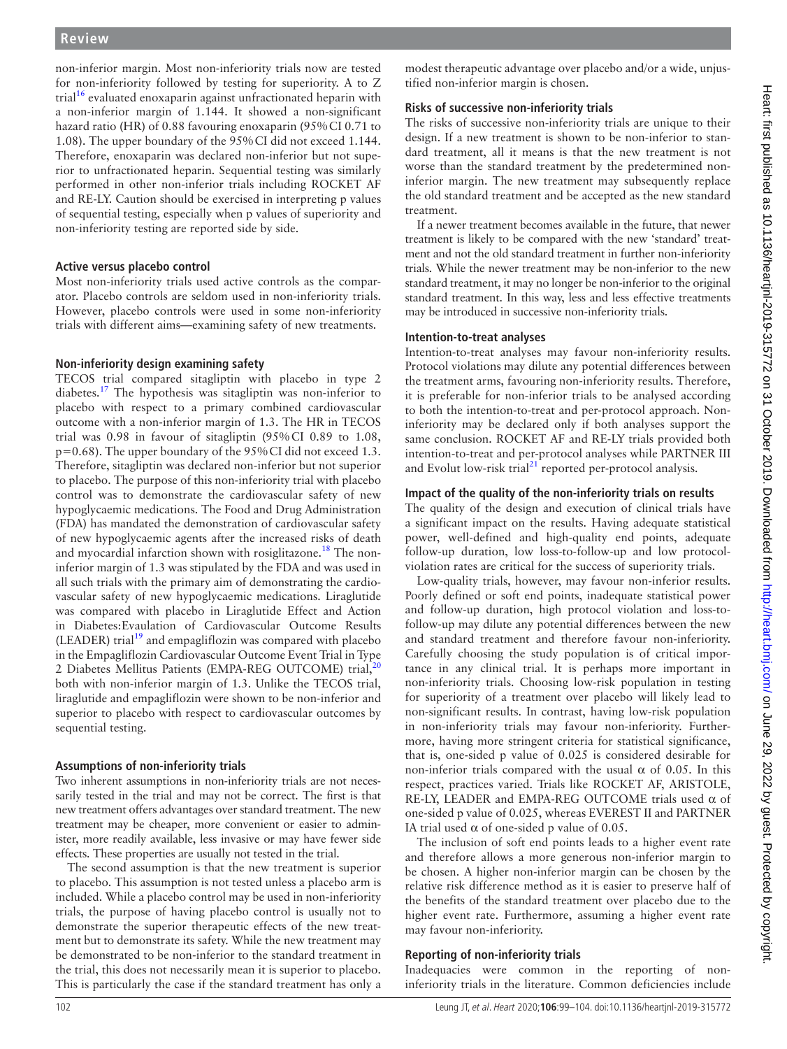non-inferior margin. Most non-inferiority trials now are tested for non-inferiority followed by testing for superiority. A to Z trial[16] evaluated enoxaparin against unfractionated heparin with a non-inferior margin of 1.144. It showed a non-significant hazard ratio (HR) of 0.88 favouring enoxaparin (95% CI 0.71 to 1.08). The upper boundary of the 95% CI did not exceed 1.144. Therefore, enoxaparin was declared non-inferior but not superior to unfractionated heparin. Sequential testing was similarly performed in other non-inferior trials including ROCKET AF and RE-LY. Caution should be exercised in interpreting p values of sequential testing, especially when p values of superiority and non-inferiority testing are reported side by side.

### Active versus placebo control

Most non-inferiority trials used active controls as the comparator. Placebo controls are seldom used in non-inferiority trials. However, placebo controls were used in some non-inferiority trials with different aims—examining safety of new treatments.

### Non-inferiority design examining safety

TECOS trial compared sitagliptin with placebo in type 2 diabetes.[17] The hypothesis was sitagliptin was non-inferior to placebo with respect to a primary combined cardiovascular outcome with a non-inferior margin of 1.3. The HR in TECOS trial was 0.98 in favour of sitagliptin (95% CI 0.89 to 1.08, p=0.68). The upper boundary of the 95% CI did not exceed 1.3. Therefore, sitagliptin was declared non-inferior but not superior to placebo. The purpose of this non-inferiority trial with placebo control was to demonstrate the cardiovascular safety of new hypoglycaemic medications. The Food and Drug Administration (FDA) has mandated the demonstration of cardiovascular safety of new hypoglycaemic agents after the increased risks of death and myocardial infarction shown with rosiglitazone.[18] The non-inferior margin of 1.3 was stipulated by the FDA and was used in all such trials with the primary aim of demonstrating the cardiovascular safety of new hypoglycaemic medications. Liraglutide was compared with placebo in Liraglutide Effect and Action in Diabetes:Evaulation of Cardiovascular Outcome Results (LEADER) trial[19] and empagliflozin was compared with placebo in the Empagliflozin Cardiovascular Outcome Event Trial in Type 2 Diabetes Mellitus Patients (EMPA-REG OUTCOME) trial,[20] both with non-inferior margin of 1.3. Unlike the TECOS trial, liraglutide and empagliflozin were shown to be non-inferior and superior to placebo with respect to cardiovascular outcomes by sequential testing.

### Assumptions of non-inferiority trials

Two inherent assumptions in non-inferiority trials are not necessarily tested in the trial and may not be correct. The first is that new treatment offers advantages over standard treatment. The new treatment may be cheaper, more convenient or easier to administer, more readily available, less invasive or may have fewer side effects. These properties are usually not tested in the trial.

The second assumption is that the new treatment is superior to placebo. This assumption is not tested unless a placebo arm is included. While a placebo control may be used in non-inferiority trials, the purpose of having placebo control is usually not to demonstrate the superior therapeutic effects of the new treatment but to demonstrate its safety. While the new treatment may be demonstrated to be non-inferior to the standard treatment in the trial, this does not necessarily mean it is superior to placebo. This is particularly the case if the standard treatment has only a modest therapeutic advantage over placebo and/or a wide, unjustified non-inferior margin is chosen.

### Risks of successive non-inferiority trials

The risks of successive non-inferiority trials are unique to their design. If a new treatment is shown to be non-inferior to standard treatment, all it means is that the new treatment is not worse than the standard treatment by the predetermined non-inferior margin. The new treatment may subsequently replace the old standard treatment and be accepted as the new standard treatment.

If a newer treatment becomes available in the future, that newer treatment is likely to be compared with the new 'standard' treatment and not the old standard treatment in further non-inferiority trials. While the newer treatment may be non-inferior to the new standard treatment, it may no longer be non-inferior to the original standard treatment. In this way, less and less effective treatments may be introduced in successive non-inferiority trials.

### Intention-to-treat analyses

Intention-to-treat analyses may favour non-inferiority results. Protocol violations may dilute any potential differences between the treatment arms, favouring non-inferiority results. Therefore, it is preferable for non-inferior trials to be analysed according to both the intention-to-treat and per-protocol approach. Non-inferiority may be declared only if both analyses support the same conclusion. ROCKET AF and RE-LY trials provided both intention-to-treat and per-protocol analyses while PARTNER III and Evolut low-risk trial[21] reported per-protocol analysis.

### Impact of the quality of the non-inferiority trials on results

The quality of the design and execution of clinical trials have a significant impact on the results. Having adequate statistical power, well-defined and high-quality end points, adequate follow-up duration, low loss-to-follow-up and low protocol-violation rates are critical for the success of superiority trials.

Low-quality trials, however, may favour non-inferior results. Poorly defined or soft end points, inadequate statistical power and follow-up duration, high protocol violation and loss-to-follow-up may dilute any potential differences between the new and standard treatment and therefore favour non-inferiority. Carefully choosing the study population is of critical importance in any clinical trial. It is perhaps more important in non-inferiority trials. Choosing low-risk population in testing for superiority of a treatment over placebo will likely lead to non-significant results. In contrast, having low-risk population in non-inferiority trials may favour non-inferiority. Furthermore, having more stringent criteria for statistical significance, that is, one-sided p value of 0.025 is considered desirable for non-inferior trials compared with the usual $\alpha$ of 0.05. In this respect, practices varied. Trials like ROCKET AF, ARISTOLE, RE-LY, LEADER and EMPA-REG OUTCOME trials used $\alpha$ of one-sided p value of 0.025, whereas EVEREST II and PARTNER IA trial used $\alpha$ of one-sided p value of 0.05.

The inclusion of soft end points leads to a higher event rate and therefore allows a more generous non-inferior margin to be chosen. A higher non-inferior margin can be chosen by the relative risk difference method as it is easier to preserve half of the benefits of the standard treatment over placebo due to the higher event rate. Furthermore, assuming a higher event rate may favour non-inferiority.

### Reporting of non-inferiority trials

Inadequacies were common in the reporting of non-inferiority trials in the literature. Common deficiencies include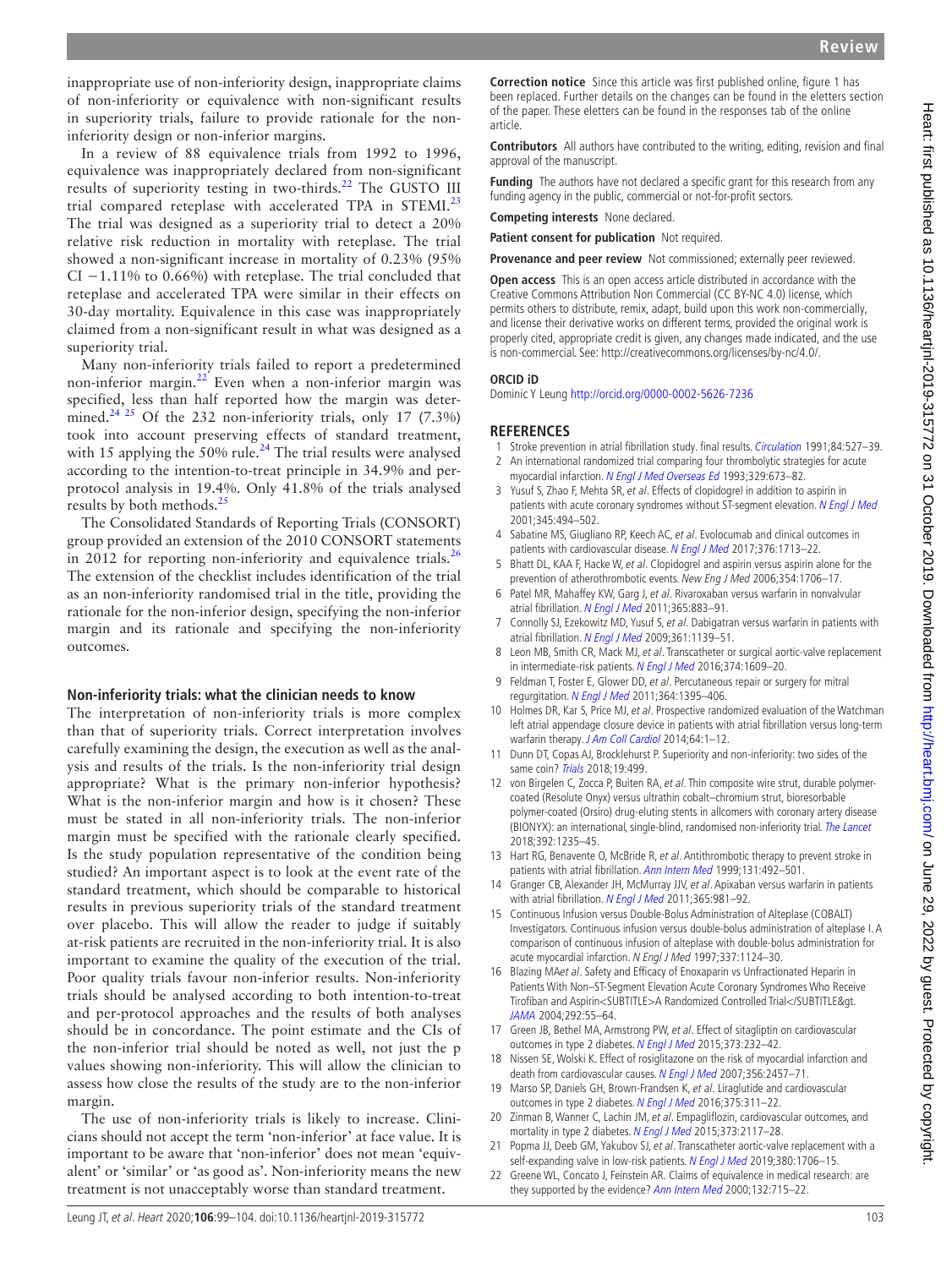inappropriate use of non-inferiority design, inappropriate claims of non-inferiority or equivalence with non-significant results in superiority trials, failure to provide rationale for the non-inferiority design or non-inferior margins.

In a review of 88 equivalence trials from 1992 to 1996, equivalence was inappropriately declared from non-significant results of superiority testing in two-thirds.[22] The GUSTO III trial compared reteplase with accelerated TPA in STEMI.[23] The trial was designed as a superiority trial to detect a 20% relative risk reduction in mortality with reteplase. The trial showed a non-significant increase in mortality of 0.23% (95% CI −1.11% to 0.66%) with reteplase. The trial concluded that reteplase and accelerated TPA were similar in their effects on 30-day mortality. Equivalence in this case was inappropriately claimed from a non-significant result in what was designed as a superiority trial.

Many non-inferiority trials failed to report a predetermined non-inferior margin.[22] Even when a non-inferior margin was specified, less than half reported how the margin was determined.[24,25] Of the 232 non-inferiority trials, only 17 (7.3%) took into account preserving effects of standard treatment, with 15 applying the 50% rule.[24] The trial results were analysed according to the intention-to-treat principle in 34.9% and per-protocol analysis in 19.4%. Only 41.8% of the trials analysed results by both methods.[25]

The Consolidated Standards of Reporting Trials (CONSORT) group provided an extension of the 2010 CONSORT statements in 2012 for reporting non-inferiority and equivalence trials.[26] The extension of the checklist includes identification of the trial as an non-inferiority randomised trial in the title, providing the rationale for the non-inferior design, specifying the non-inferior margin and its rationale and specifying the non-inferiority outcomes.

## Non-inferiority trials: what the clinician needs to know

The interpretation of non-inferiority trials is more complex than that of superiority trials. Correct interpretation involves carefully examining the design, the execution as well as the analysis and results of the trials. Is the non-inferiority trial design appropriate? What is the primary non-inferior hypothesis? What is the non-inferior margin and how is it chosen? These must be stated in all non-inferiority trials. The non-inferior margin must be specified with the rationale clearly specified. Is the study population representative of the condition being studied? An important aspect is to look at the event rate of the standard treatment, which should be comparable to historical results in previous superiority trials of the standard treatment over placebo. This will allow the reader to judge if suitably at-risk patients are recruited in the non-inferiority trial. It is also important to examine the quality of the execution of the trial. Poor quality trials favour non-inferior results. Non-inferiority trials should be analysed according to both intention-to-treat and per-protocol approaches and the results of both analyses should be in concordance. The point estimate and the CIs of the non-inferior trial should be noted as well, not just the p values showing non-inferiority. This will allow the clinician to assess how close the results of the study are to the non-inferior margin.

The use of non-inferiority trials is likely to increase. Clinicians should not accept the term 'non-inferior' at face value. It is important to be aware that 'non-inferior' does not mean 'equivalent' or 'similar' or 'as good as'. Non-inferiority means the new treatment is not unacceptably worse than standard treatment.

**Correction notice** Since this article was first published online, figure 1 has been replaced. Further details on the changes can be found in the eletters section of the paper. These eletters can be found in the responses tab of the online article.

**Contributors** All authors have contributed to the writing, editing, revision and final approval of the manuscript.

**Funding** The authors have not declared a specific grant for this research from any funding agency in the public, commercial or not-for-profit sectors.

**Competing interests** None declared.

**Patient consent for publication** Not required.

**Provenance and peer review** Not commissioned; externally peer reviewed.

**Open access** This is an open access article distributed in accordance with the Creative Commons Attribution Non Commercial (CC BY-NC 4.0) license, which permits others to distribute, remix, adapt, build upon this work non-commercially, and license their derivative works on different terms, provided the original work is properly cited, appropriate credit is given, any changes made indicated, and the use is non-commercial. See: http://creativecommons.org/licenses/by-nc/4.0/.

### ORCID iD

Dominic Y Leung http://orcid.org/0000-0002-5626-7236

## REFERENCES

1. Stroke prevention in atrial fibrillation study. final results. *Circulation* 1991;84:527–39.
2. An international randomized trial comparing four thrombolytic strategies for acute myocardial infarction. *N Engl J Med Overseas Ed* 1993;329:673–82.
3. Yusuf S, Zhao F, Mehta SR, *et al*. Effects of clopidogrel in addition to aspirin in patients with acute coronary syndromes without ST-segment elevation. *N Engl J Med* 2001;345:494–502.
4. Sabatine MS, Giugliano RP, Keech AC, *et al*. Evolocumab and clinical outcomes in patients with cardiovascular disease. *N Engl J Med* 2017;376:1713–22.
5. Bhatt DL, KAA F, Hacke W, *et al*. Clopidogrel and aspirin versus aspirin alone for the prevention of atherothrombotic events. *New Eng J Med* 2006;354:1706–17.
6. Patel MR, Mahaffey KW, Garg J, *et al*. Rivaroxaban versus warfarin in nonvalvular atrial fibrillation. *N Engl J Med* 2011;365:883–91.
7. Connolly SJ, Ezekowitz MD, Yusuf S, *et al*. Dabigatran versus warfarin in patients with atrial fibrillation. *N Engl J Med* 2009;361:1139–51.
8. Leon MB, Smith CR, Mack MJ, *et al*. Transcatheter or surgical aortic-valve replacement in intermediate-risk patients. *N Engl J Med* 2016;374:1609–20.
9. Feldman T, Foster E, Glower DD, *et al*. Percutaneous repair or surgery for mitral regurgitation. *N Engl J Med* 2011;364:1395–406.
10. Holmes DR, Kar S, Price MJ, *et al*. Prospective randomized evaluation of the Watchman left atrial appendage closure device in patients with atrial fibrillation versus long-term warfarin therapy. *J Am Coll Cardiol* 2014;64:1–12.
11. Dunn DT, Copas AJ, Brocklehurst P. Superiority and non-inferiority: two sides of the same coin? *Trials* 2018;19:499.
12. von Birgelen C, Zocca P, Buiten RA, *et al*. Thin composite wire strut, durable polymer-coated (Resolute Onyx) versus ultrathin cobalt–chromium strut, bioresorbable polymer-coated (Orsiro) drug-eluting stents in allcomers with coronary artery disease (BIONYX): an international, single-blind, randomised non-inferiority trial. *The Lancet* 2018;392:1235–45.
13. Hart RG, Benavente O, McBride R, *et al*. Antithrombotic therapy to prevent stroke in patients with atrial fibrillation. *Ann Intern Med* 1999;131:492–501.
14. Granger CB, Alexander JH, McMurray JJV, *et al*. Apixaban versus warfarin in patients with atrial fibrillation. *N Engl J Med* 2011;365:981–92.
15. Continuous Infusion versus Double-Bolus Administration of Alteplase (COBALT) Investigators. Continuous infusion versus double-bolus administration of alteplase I. A comparison of continuous infusion of alteplase with double-bolus administration for acute myocardial infarction. *N Engl J Med* 1997;337:1124–30.
16. Blazing MA*et al*. Safety and Efficacy of Enoxaparin vs Unfractionated Heparin in Patients With Non–ST-Segment Elevation Acute Coronary Syndromes Who Receive Tirofiban and Aspirin<SUBTITLE>A Randomized Controlled Trial</SUBTITLE&gt. *JAMA* 2004;292:55–64.
17. Green JB, Bethel MA, Armstrong PW, *et al*. Effect of sitagliptin on cardiovascular outcomes in type 2 diabetes. *N Engl J Med* 2015;373:232–42.
18. Nissen SE, Wolski K. Effect of rosiglitazone on the risk of myocardial infarction and death from cardiovascular causes. *N Engl J Med* 2007;356:2457–71.
19. Marso SP, Daniels GH, Brown-Frandsen K, *et al*. Liraglutide and cardiovascular outcomes in type 2 diabetes. *N Engl J Med* 2016;375:311–22.
20. Zinman B, Wanner C, Lachin JM, *et al*. Empagliflozin, cardiovascular outcomes, and mortality in type 2 diabetes. *N Engl J Med* 2015;373:2117–28.
21. Popma JJ, Deeb GM, Yakubov SJ, *et al*. Transcatheter aortic-valve replacement with a self-expanding valve in low-risk patients. *N Engl J Med* 2019;380:1706–15.
22. Greene WL, Concato J, Feinstein AR. Claims of equivalence in medical research: are they supported by the evidence? *Ann Intern Med* 2000;132:715–22.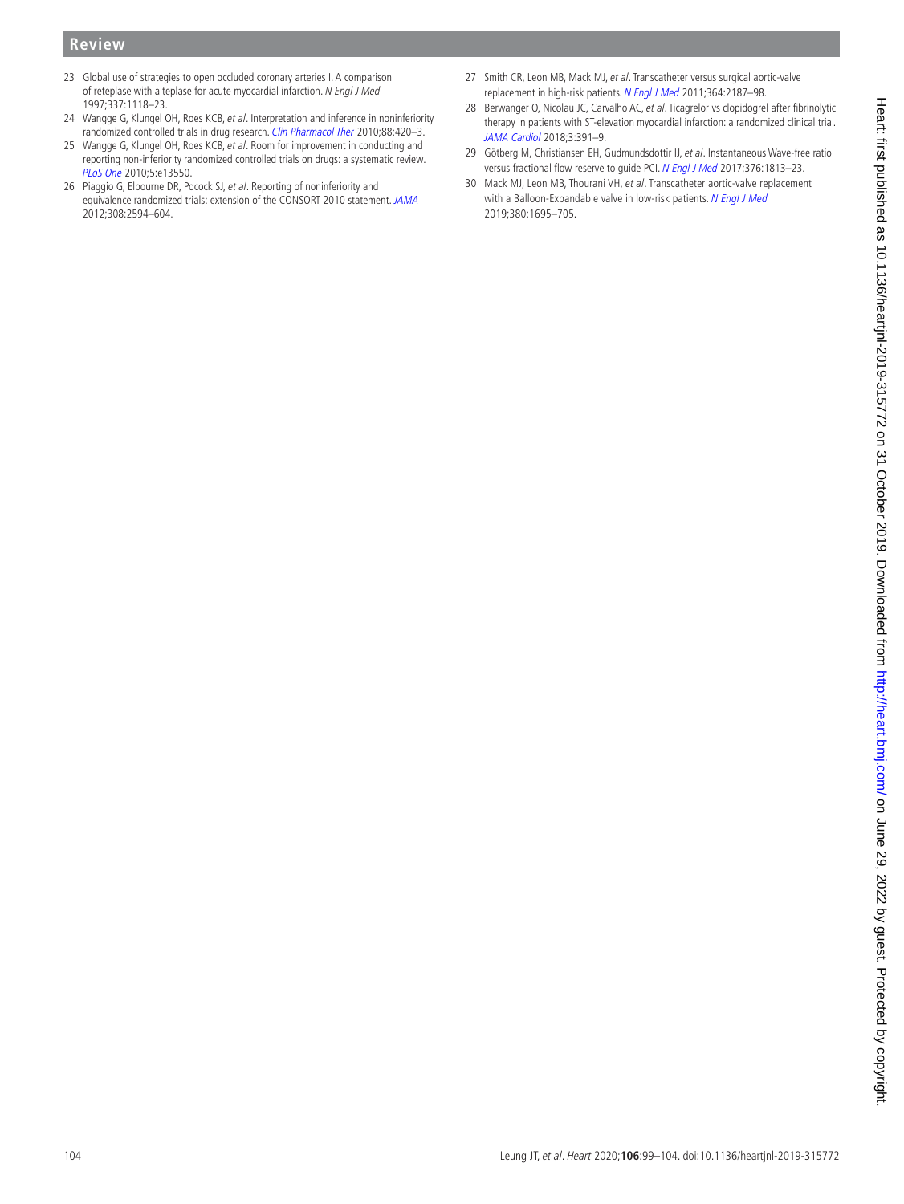23 Global use of strategies to open occluded coronary arteries I. A comparison of reteplase with alteplase for acute myocardial infarction. *N Engl J Med* 1997;337:1118–23.

24 Wangge G, Klungel OH, Roes KCB, *et al*. Interpretation and inference in noninferiority randomized controlled trials in drug research. *Clin Pharmacol Ther* 2010;88:420–3.

25 Wangge G, Klungel OH, Roes KCB, *et al*. Room for improvement in conducting and reporting non-inferiority randomized controlled trials on drugs: a systematic review. *PLoS One* 2010;5:e13550.

26 Piaggio G, Elbourne DR, Pocock SJ, *et al*. Reporting of noninferiority and equivalence randomized trials: extension of the CONSORT 2010 statement. *JAMA* 2012;308:2594–604.

27 Smith CR, Leon MB, Mack MJ, *et al*. Transcatheter versus surgical aortic-valve replacement in high-risk patients. *N Engl J Med* 2011;364:2187–98.

28 Berwanger O, Nicolau JC, Carvalho AC, *et al*. Ticagrelor vs clopidogrel after fibrinolytic therapy in patients with ST-elevation myocardial infarction: a randomized clinical trial. *JAMA Cardiol* 2018;3:391–9.

29 Götberg M, Christiansen EH, Gudmundsdottir IJ, *et al*. Instantaneous Wave-free ratio versus fractional flow reserve to guide PCI. *N Engl J Med* 2017;376:1813–23.

30 Mack MJ, Leon MB, Thourani VH, *et al*. Transcatheter aortic-valve replacement with a Balloon-Expandable valve in low-risk patients. *N Engl J Med* 2019;380:1695–705.